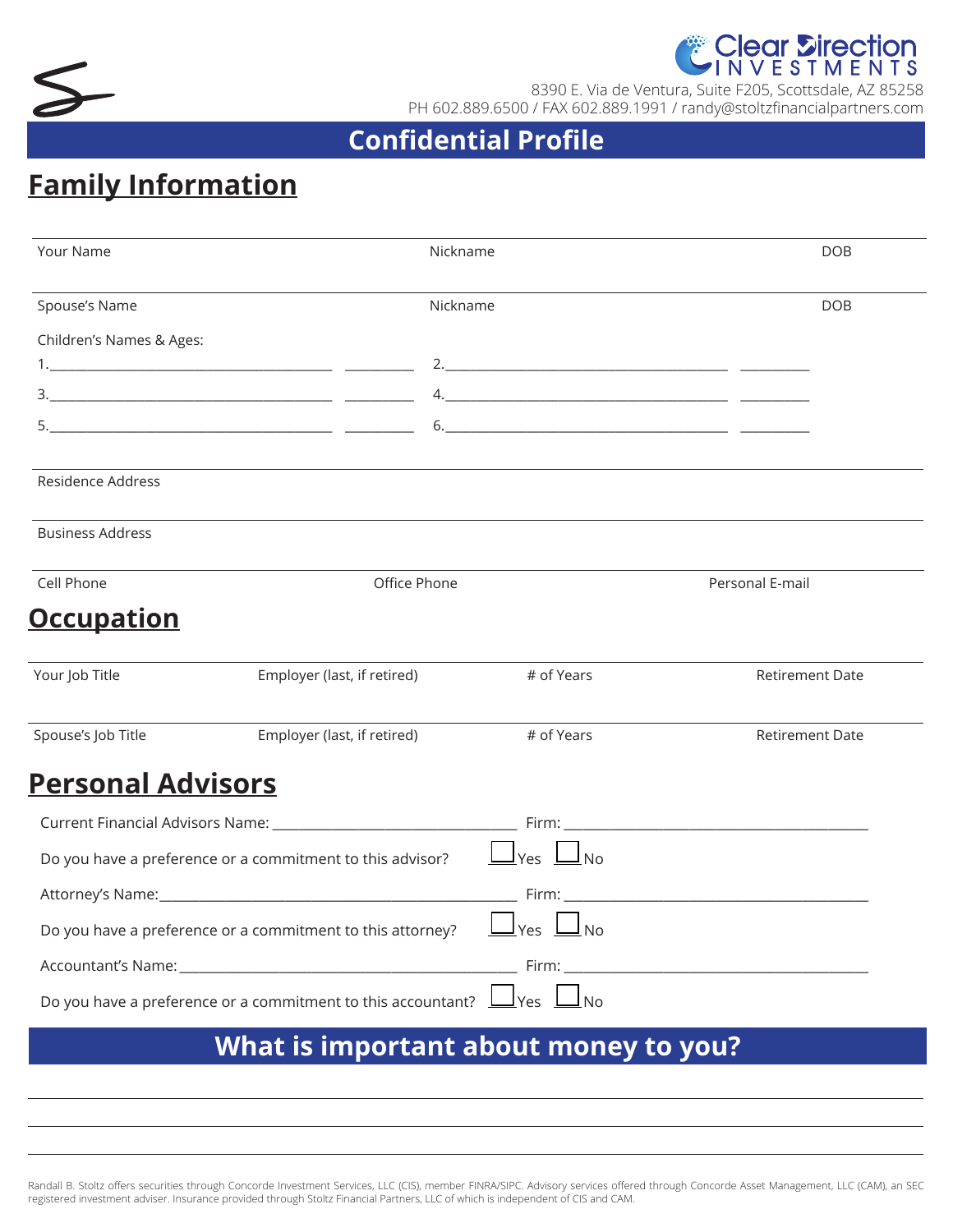Clear Direction INVESTMENTS

8390 E. Via de Ventura, Suite F205, Scottsdale, AZ 85258
PH 602.889.6500 / FAX 602.889.1991 / randy@stoltzfinancialpartners.com

# Confidential Profile

## Family Information

| Your Name | Nickname | DOB |
|---|---|---|
| | | |

| Spouse's Name | Nickname | DOB |
|---|---|---|
| | | |

Children's Names & Ages:

1.______________________________ __________ 2.______________________________ __________

3.______________________________ __________ 4.______________________________ __________

5.______________________________ __________ 6.______________________________ __________

Residence Address

Business Address

| Cell Phone | Office Phone | Personal E-mail |
|---|---|---|
| | | |

## Occupation

| Your Job Title | Employer (last, if retired) | # of Years | Retirement Date |
|---|---|---|---|
| | | | |

| Spouse's Job Title | Employer (last, if retired) | # of Years | Retirement Date |
|---|---|---|---|
| | | | |

## Personal Advisors

Current Financial Advisors Name: ______________________________ Firm: ______________________________

Do you have a preference or a commitment to this advisor? ☐ Yes ☐ No

Attorney's Name: ______________________________ Firm: ______________________________

Do you have a preference or a commitment to this attorney? ☐ Yes ☐ No

Accountant's Name: ______________________________ Firm: ______________________________

Do you have a preference or a commitment to this accountant? ☐ Yes ☐ No

## What is important about money to you?

______________________________________________________________________

______________________________________________________________________

______________________________________________________________________

Randall B. Stoltz offers securities through Concorde Investment Services, LLC (CIS), member FINRA/SIPC. Advisory services offered through Concorde Asset Management, LLC (CAM), an SEC registered investment adviser. Insurance provided through Stoltz Financial Partners, LLC of which is independent of CIS and CAM.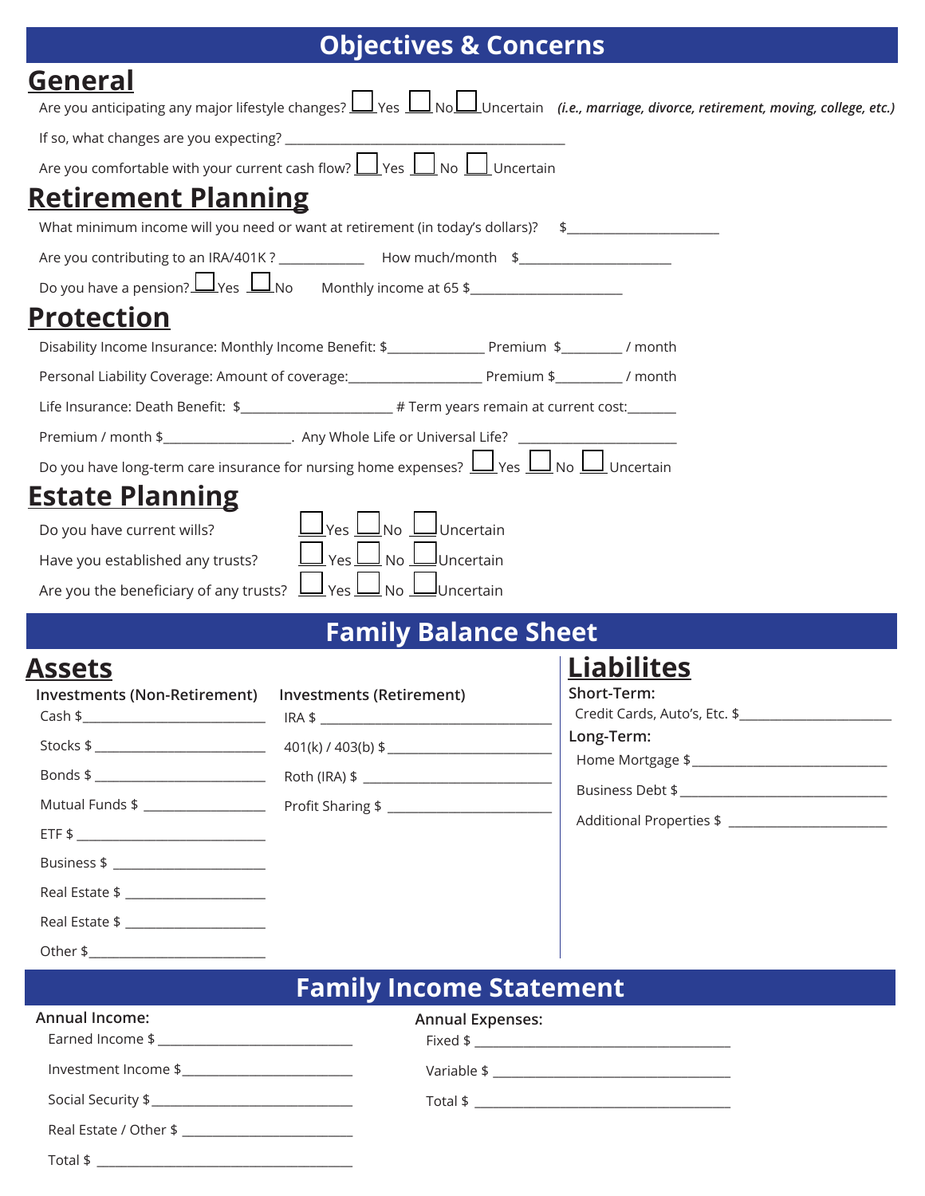# Objectives & Concerns

## General

Are you anticipating any major lifestyle changes? ☐ Yes ☐ No ☐ Uncertain *(i.e., marriage, divorce, retirement, moving, college, etc.)*

If so, what changes are you expecting? ______________________

Are you comfortable with your current cash flow? ☐ Yes ☐ No ☐ Uncertain

## Retirement Planning

What minimum income will you need or want at retirement (in today's dollars)? $______________

Are you contributing to an IRA/401K ? ________ How much/month $______________

Do you have a pension? ☐ Yes ☐ No Monthly income at 65 $______________

## Protection

Disability Income Insurance: Monthly Income Benefit: $__________ Premium $________ / month

Personal Liability Coverage: Amount of coverage:______________ Premium $________ / month

Life Insurance: Death Benefit: $______________ # Term years remain at current cost:_______

Premium / month $______________. Any Whole Life or Universal Life? ______________

Do you have long-term care insurance for nursing home expenses? ☐ Yes ☐ No ☐ Uncertain

## Estate Planning

Do you have current wills? ☐ Yes ☐ No ☐ Uncertain

Have you established any trusts? ☐ Yes ☐ No ☐ Uncertain

Are you the beneficiary of any trusts? ☐ Yes ☐ No ☐ Uncertain

# Family Balance Sheet

## Assets

### Investments (Non-Retirement)

Cash $______________

Stocks $______________

Bonds $______________

Mutual Funds $______________

ETF $______________

Business $______________

Real Estate $______________

Real Estate $______________

Other $______________

### Investments (Retirement)

IRA $______________

401(k) / 403(b) $______________

Roth (IRA) $______________

Profit Sharing $______________

## Liabilites

### Short-Term:

Credit Cards, Auto's, Etc. $______________

### Long-Term:

Home Mortgage $______________

Business Debt $______________

Additional Properties $______________

# Family Income Statement

### Annual Income:

Earned Income $______________

Investment Income $______________

Social Security $______________

Real Estate / Other $______________

Total $______________

### Annual Expenses:

Fixed $______________

Variable $______________

Total $______________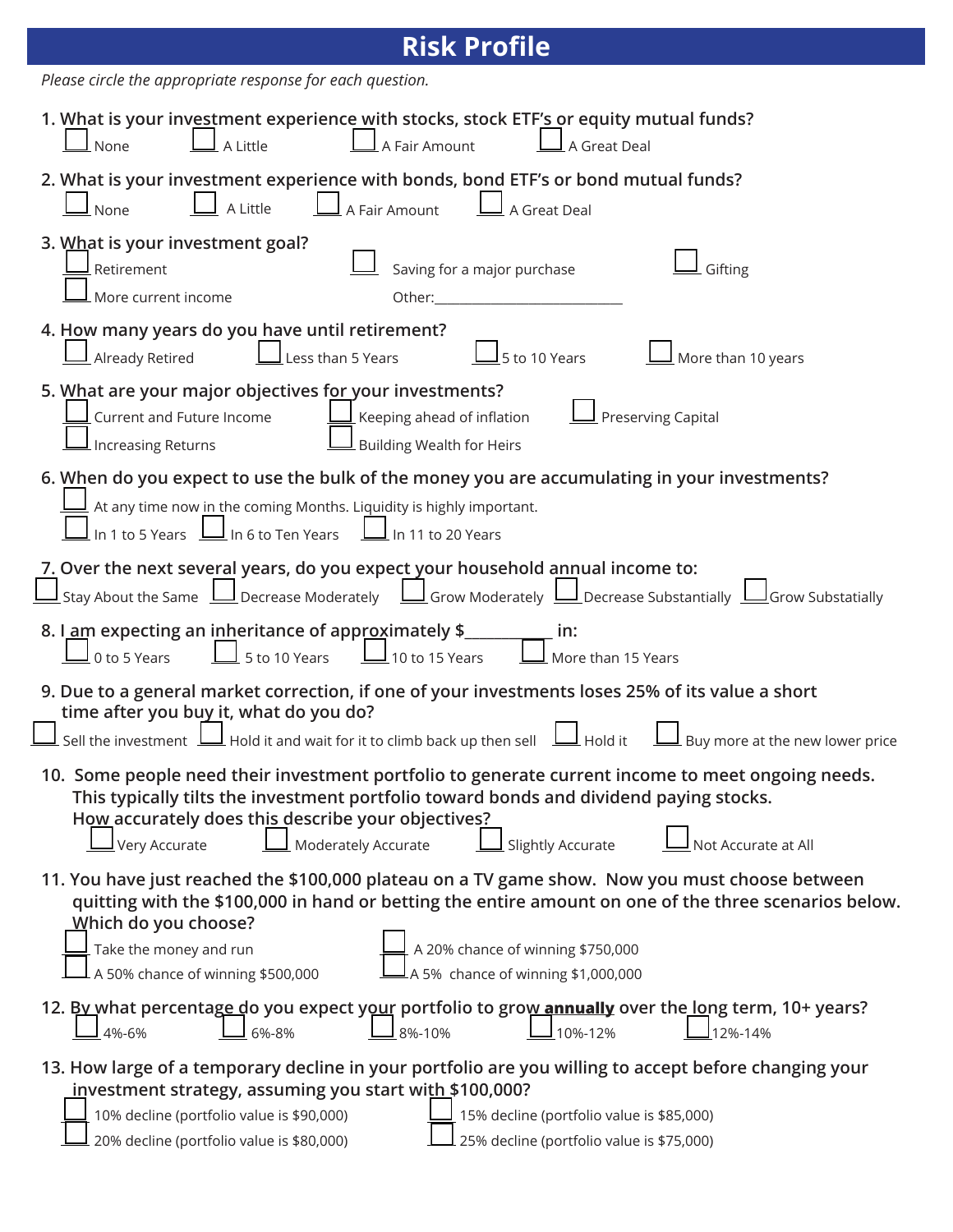# Risk Profile

*Please circle the appropriate response for each question.*

1. What is your investment experience with stocks, stock ETF's or equity mutual funds?

   - [ ] None
   - [ ] A Little
   - [ ] A Fair Amount
   - [ ] A Great Deal

2. What is your investment experience with bonds, bond ETF's or bond mutual funds?

   - [ ] None
   - [ ] A Little
   - [ ] A Fair Amount
   - [ ] A Great Deal

3. What is your investment goal?

   - [ ] Retirement
   - [ ] Saving for a major purchase
   - [ ] Gifting
   - [ ] More current income
   - Other:___________________________

4. How many years do you have until retirement?

   - [ ] Already Retired
   - [ ] Less than 5 Years
   - [ ] 5 to 10 Years
   - [ ] More than 10 years

5. What are your major objectives for your investments?

   - [ ] Current and Future Income
   - [ ] Keeping ahead of inflation
   - [ ] Preserving Capital
   - [ ] Increasing Returns
   - [ ] Building Wealth for Heirs

6. When do you expect to use the bulk of the money you are accumulating in your investments?

   - [ ] At any time now in the coming Months. Liquidity is highly important.
   - [ ] In 1 to 5 Years
   - [ ] In 6 to Ten Years
   - [ ] In 11 to 20 Years

7. Over the next several years, do you expect your household annual income to:

   - [ ] Stay About the Same
   - [ ] Decrease Moderately
   - [ ] Grow Moderately
   - [ ] Decrease Substantially
   - [ ] Grow Substatially

8. I am expecting an inheritance of approximately $__________ in:

   - [ ] 0 to 5 Years
   - [ ] 5 to 10 Years
   - [ ] 10 to 15 Years
   - [ ] More than 15 Years

9. Due to a general market correction, if one of your investments loses 25% of its value a short time after you buy it, what do you do?

   - [ ] Sell the investment
   - [ ] Hold it and wait for it to climb back up then sell
   - [ ] Hold it
   - [ ] Buy more at the new lower price

10. Some people need their investment portfolio to generate current income to meet ongoing needs. This typically tilts the investment portfolio toward bonds and dividend paying stocks. How accurately does this describe your objectives?

    - [ ] Very Accurate
    - [ ] Moderately Accurate
    - [ ] Slightly Accurate
    - [ ] Not Accurate at All

11. You have just reached the $100,000 plateau on a TV game show. Now you must choose between quitting with the $100,000 in hand or betting the entire amount on one of the three scenarios below. Which do you choose?

    - [ ] Take the money and run
    - [ ] A 20% chance of winning $750,000
    - [ ] A 50% chance of winning $500,000
    - [ ] A 5% chance of winning $1,000,000

12. By what percentage do you expect your portfolio to grow **annually** over the long term, 10+ years?

    - [ ] 4%-6%
    - [ ] 6%-8%
    - [ ] 8%-10%
    - [ ] 10%-12%
    - [ ] 12%-14%

13. How large of a temporary decline in your portfolio are you willing to accept before changing your investment strategy, assuming you start with $100,000?

    - [ ] 10% decline (portfolio value is $90,000)
    - [ ] 15% decline (portfolio value is $85,000)
    - [ ] 20% decline (portfolio value is $80,000)
    - [ ] 25% decline (portfolio value is $75,000)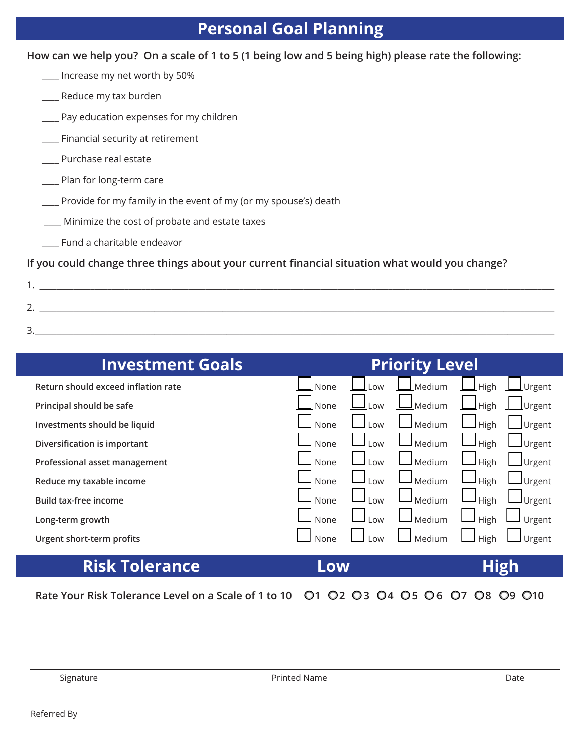# Personal Goal Planning

**How can we help you? On a scale of 1 to 5 (1 being low and 5 being high) please rate the following:**

____ Increase my net worth by 50%

____ Reduce my tax burden

____ Pay education expenses for my children

____ Financial security at retirement

____ Purchase real estate

____ Plan for long-term care

____ Provide for my family in the event of my (or my spouse's) death

____ Minimize the cost of probate and estate taxes

____ Fund a charitable endeavor

**If you could change three things about your current financial situation what would you change?**

1. ____________________________________________________________

2. ____________________________________________________________

3. ____________________________________________________________

| Investment Goals | Priority Level | | | | |
|---|---|---|---|---|---|
| Return should exceed inflation rate | ☐ None | ☐ Low | ☐ Medium | ☐ High | ☐ Urgent |
| Principal should be safe | ☐ None | ☐ Low | ☐ Medium | ☐ High | ☐ Urgent |
| Investments should be liquid | ☐ None | ☐ Low | ☐ Medium | ☐ High | ☐ Urgent |
| Diversification is important | ☐ None | ☐ Low | ☐ Medium | ☐ High | ☐ Urgent |
| Professional asset management | ☐ None | ☐ Low | ☐ Medium | ☐ High | ☐ Urgent |
| Reduce my taxable income | ☐ None | ☐ Low | ☐ Medium | ☐ High | ☐ Urgent |
| Build tax-free income | ☐ None | ☐ Low | ☐ Medium | ☐ High | ☐ Urgent |
| Long-term growth | ☐ None | ☐ Low | ☐ Medium | ☐ High | ☐ Urgent |
| Urgent short-term profits | ☐ None | ☐ Low | ☐ Medium | ☐ High | ☐ Urgent |

## Risk Tolerance — Low — High

Rate Your Risk Tolerance Level on a Scale of 1 to 10 ○1 ○2 ○3 ○4 ○5 ○6 ○7 ○8 ○9 ○10

______________________________________________________________

Signature Printed Name Date

______________________________________________________________

Referred By